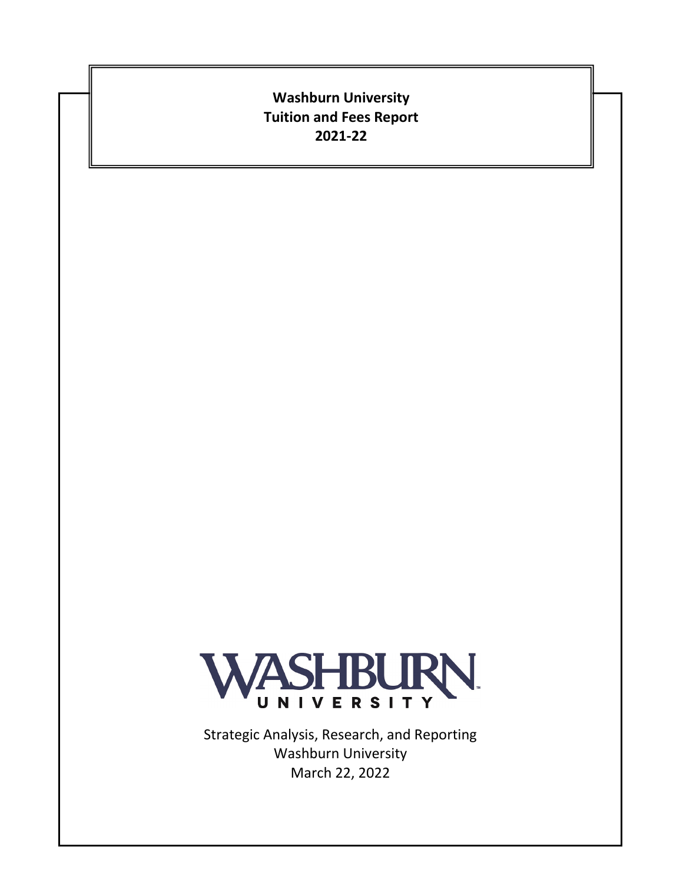# Washburn University
# Tuition and Fees Report
# 2021-22

WASHBURN UNIVERSITY

Strategic Analysis, Research, and Reporting
Washburn University
March 22, 2022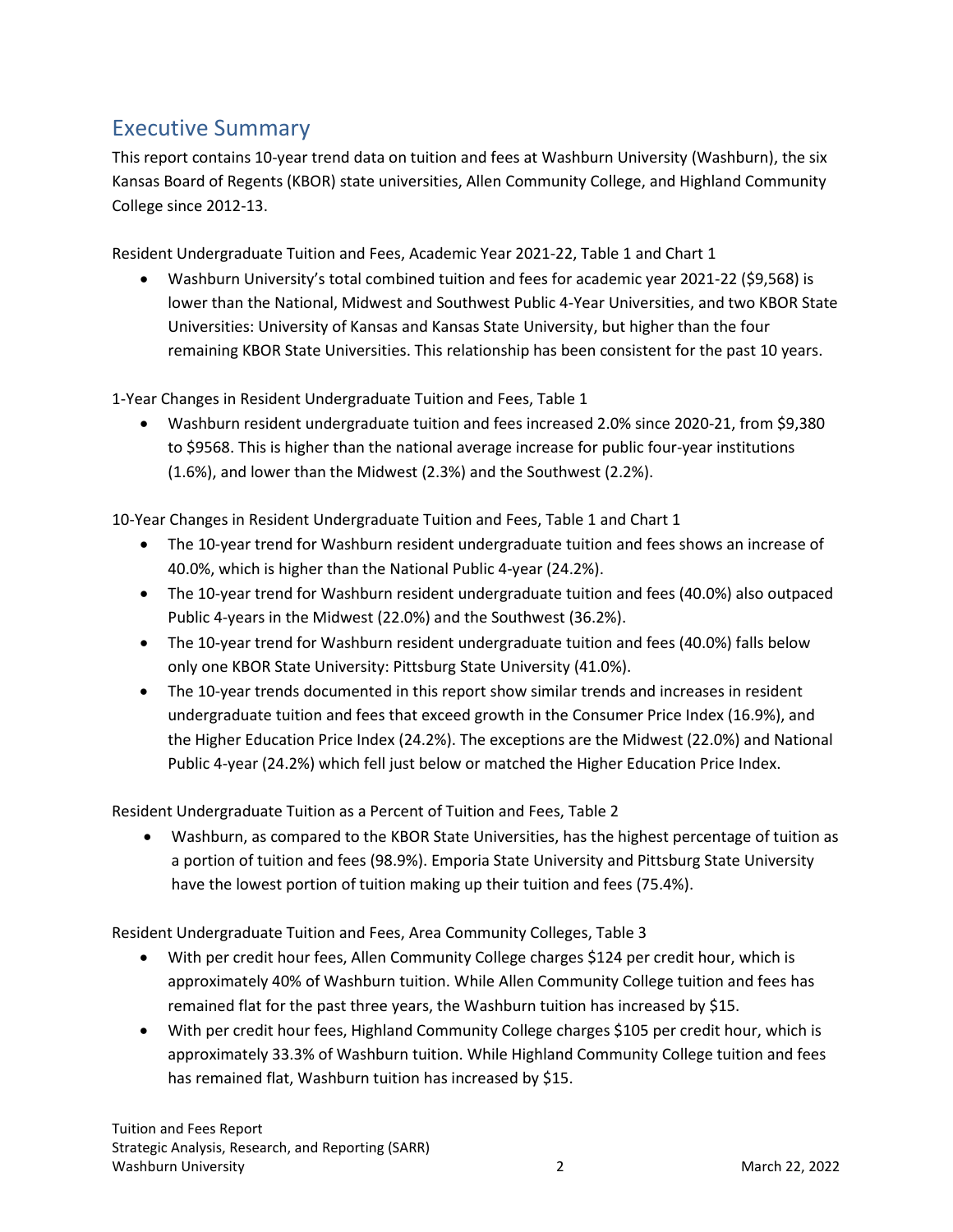# Executive Summary

This report contains 10-year trend data on tuition and fees at Washburn University (Washburn), the six Kansas Board of Regents (KBOR) state universities, Allen Community College, and Highland Community College since 2012-13.

Resident Undergraduate Tuition and Fees, Academic Year 2021-22, Table 1 and Chart 1

- Washburn University's total combined tuition and fees for academic year 2021-22 ($9,568) is lower than the National, Midwest and Southwest Public 4-Year Universities, and two KBOR State Universities: University of Kansas and Kansas State University, but higher than the four remaining KBOR State Universities. This relationship has been consistent for the past 10 years.

1-Year Changes in Resident Undergraduate Tuition and Fees, Table 1

- Washburn resident undergraduate tuition and fees increased 2.0% since 2020-21, from $9,380 to $9568. This is higher than the national average increase for public four-year institutions (1.6%), and lower than the Midwest (2.3%) and the Southwest (2.2%).

10-Year Changes in Resident Undergraduate Tuition and Fees, Table 1 and Chart 1

- The 10-year trend for Washburn resident undergraduate tuition and fees shows an increase of 40.0%, which is higher than the National Public 4-year (24.2%).
- The 10-year trend for Washburn resident undergraduate tuition and fees (40.0%) also outpaced Public 4-years in the Midwest (22.0%) and the Southwest (36.2%).
- The 10-year trend for Washburn resident undergraduate tuition and fees (40.0%) falls below only one KBOR State University: Pittsburg State University (41.0%).
- The 10-year trends documented in this report show similar trends and increases in resident undergraduate tuition and fees that exceed growth in the Consumer Price Index (16.9%), and the Higher Education Price Index (24.2%). The exceptions are the Midwest (22.0%) and National Public 4-year (24.2%) which fell just below or matched the Higher Education Price Index.

Resident Undergraduate Tuition as a Percent of Tuition and Fees, Table 2

- Washburn, as compared to the KBOR State Universities, has the highest percentage of tuition as a portion of tuition and fees (98.9%). Emporia State University and Pittsburg State University have the lowest portion of tuition making up their tuition and fees (75.4%).

Resident Undergraduate Tuition and Fees, Area Community Colleges, Table 3

- With per credit hour fees, Allen Community College charges $124 per credit hour, which is approximately 40% of Washburn tuition. While Allen Community College tuition and fees has remained flat for the past three years, the Washburn tuition has increased by $15.
- With per credit hour fees, Highland Community College charges $105 per credit hour, which is approximately 33.3% of Washburn tuition. While Highland Community College tuition and fees has remained flat, Washburn tuition has increased by $15.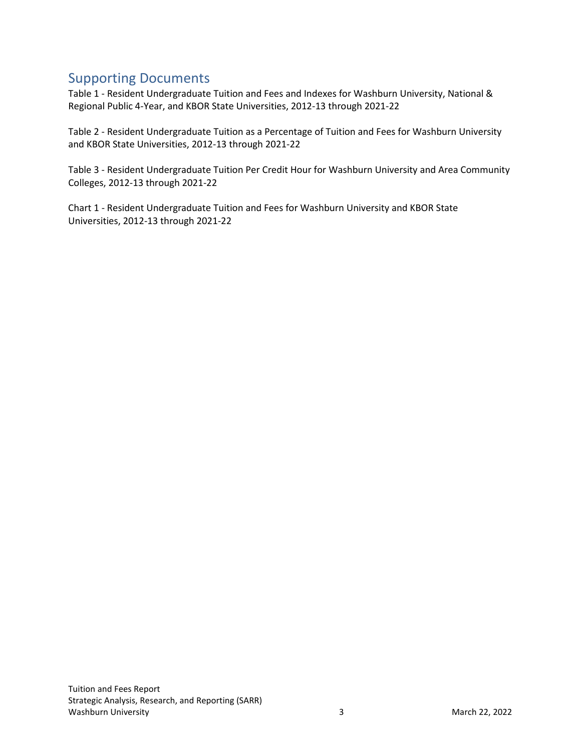## Supporting Documents

Table 1 - Resident Undergraduate Tuition and Fees and Indexes for Washburn University, National & Regional Public 4-Year, and KBOR State Universities, 2012-13 through 2021-22

Table 2 - Resident Undergraduate Tuition as a Percentage of Tuition and Fees for Washburn University and KBOR State Universities, 2012-13 through 2021-22

Table 3 - Resident Undergraduate Tuition Per Credit Hour for Washburn University and Area Community Colleges, 2012-13 through 2021-22

Chart 1 - Resident Undergraduate Tuition and Fees for Washburn University and KBOR State Universities, 2012-13 through 2021-22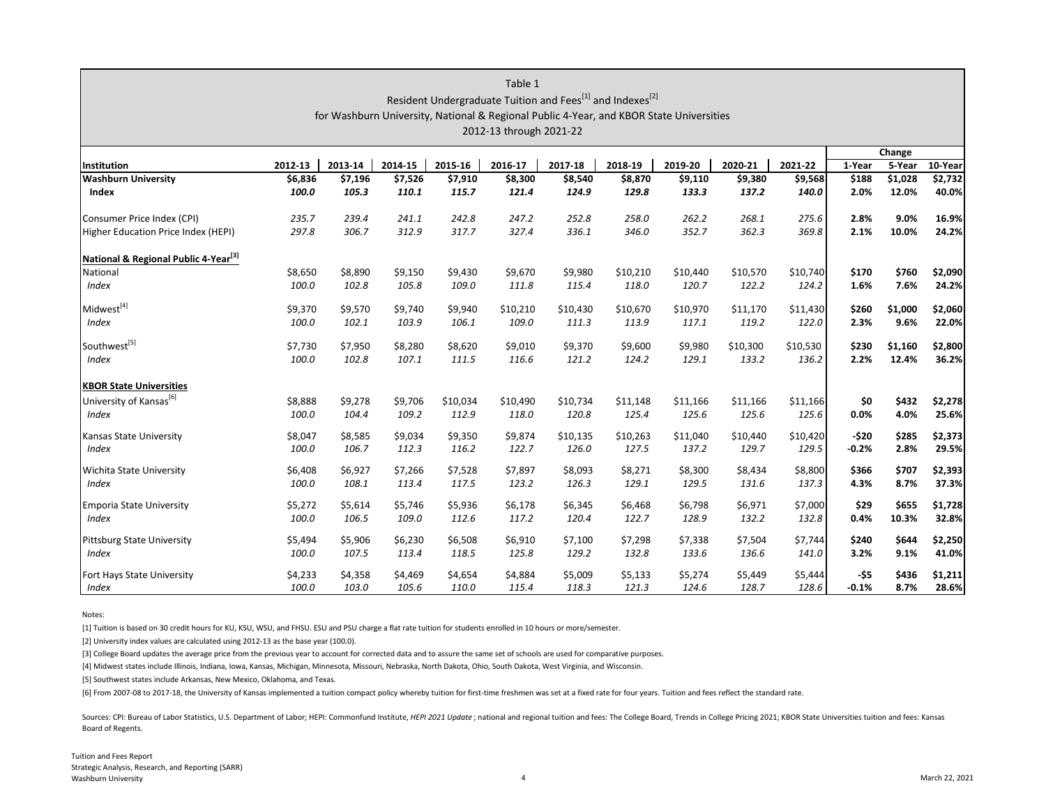## Table 1

### Resident Undergraduate Tuition and Fees[1] and Indexes[2]

### for Washburn University, National & Regional Public 4-Year, and KBOR State Universities

### 2012-13 through 2021-22

| Institution | 2012-13 | 2013-14 | 2014-15 | 2015-16 | 2016-17 | 2017-18 | 2018-19 | 2019-20 | 2020-21 | 2021-22 | Change 1-Year | Change 5-Year | Change 10-Year |
|---|---|---|---|---|---|---|---|---|---|---|---|---|---|
| **Washburn University** | **$6,836** | **$7,196** | **$7,526** | **$7,910** | **$8,300** | **$8,540** | **$8,870** | **$9,110** | **$9,380** | **$9,568** | **$188** | **$1,028** | **$2,732** |
| **Index** | ***100.0*** | ***105.3*** | ***110.1*** | ***115.7*** | ***121.4*** | ***124.9*** | ***129.8*** | ***133.3*** | ***137.2*** | ***140.0*** | **2.0%** | **12.0%** | **40.0%** |
| Consumer Price Index (CPI) | *235.7* | *239.4* | *241.1* | *242.8* | *247.2* | *252.8* | *258.0* | *262.2* | *268.1* | *275.6* | **2.8%** | **9.0%** | **16.9%** |
| Higher Education Price Index (HEPI) | *297.8* | *306.7* | *312.9* | *317.7* | *327.4* | *336.1* | *346.0* | *352.7* | *362.3* | *369.8* | **2.1%** | **10.0%** | **24.2%** |
| **National & Regional Public 4-Year[3]** | | | | | | | | | | | | | |
| National | $8,650 | $8,890 | $9,150 | $9,430 | $9,670 | $9,980 | $10,210 | $10,440 | $10,570 | $10,740 | **$170** | **$760** | **$2,090** |
| *Index* | *100.0* | *102.8* | *105.8* | *109.0* | *111.8* | *115.4* | *118.0* | *120.7* | *122.2* | *124.2* | **1.6%** | **7.6%** | **24.2%** |
| Midwest[4] | $9,370 | $9,570 | $9,740 | $9,940 | $10,210 | $10,430 | $10,670 | $10,970 | $11,170 | $11,430 | **$260** | **$1,000** | **$2,060** |
| *Index* | *100.0* | *102.1* | *103.9* | *106.1* | *109.0* | *111.3* | *113.9* | *117.1* | *119.2* | *122.0* | **2.3%** | **9.6%** | **22.0%** |
| Southwest[5] | $7,730 | $7,950 | $8,280 | $8,620 | $9,010 | $9,370 | $9,600 | $9,980 | $10,300 | $10,530 | **$230** | **$1,160** | **$2,800** |
| *Index* | *100.0* | *102.8* | *107.1* | *111.5* | *116.6* | *121.2* | *124.2* | *129.1* | *133.2* | *136.2* | **2.2%** | **12.4%** | **36.2%** |
| **KBOR State Universities** | | | | | | | | | | | | | |
| University of Kansas[6] | $8,888 | $9,278 | $9,706 | $10,034 | $10,490 | $10,734 | $11,148 | $11,166 | $11,166 | $11,166 | **$0** | **$432** | **$2,278** |
| *Index* | *100.0* | *104.4* | *109.2* | *112.9* | *118.0* | *120.8* | *125.4* | *125.6* | *125.6* | *125.6* | **0.0%** | **4.0%** | **25.6%** |
| Kansas State University | $8,047 | $8,585 | $9,034 | $9,350 | $9,874 | $10,135 | $10,263 | $11,040 | $10,440 | $10,420 | **-$20** | **$285** | **$2,373** |
| *Index* | *100.0* | *106.7* | *112.3* | *116.2* | *122.7* | *126.0* | *127.5* | *137.2* | *129.7* | *129.5* | **-0.2%** | **2.8%** | **29.5%** |
| Wichita State University | $6,408 | $6,927 | $7,266 | $7,528 | $7,897 | $8,093 | $8,271 | $8,300 | $8,434 | $8,800 | **$366** | **$707** | **$2,393** |
| *Index* | *100.0* | *108.1* | *113.4* | *117.5* | *123.2* | *126.3* | *129.1* | *129.5* | *131.6* | *137.3* | **4.3%** | **8.7%** | **37.3%** |
| Emporia State University | $5,272 | $5,614 | $5,746 | $5,936 | $6,178 | $6,345 | $6,468 | $6,798 | $6,971 | $7,000 | **$29** | **$655** | **$1,728** |
| *Index* | *100.0* | *106.5* | *109.0* | *112.6* | *117.2* | *120.4* | *122.7* | *128.9* | *132.2* | *132.8* | **0.4%** | **10.3%** | **32.8%** |
| Pittsburg State University | $5,494 | $5,906 | $6,230 | $6,508 | $6,910 | $7,100 | $7,298 | $7,338 | $7,504 | $7,744 | **$240** | **$644** | **$2,250** |
| *Index* | *100.0* | *107.5* | *113.4* | *118.5* | *125.8* | *129.2* | *132.8* | *133.6* | *136.6* | *141.0* | **3.2%** | **9.1%** | **41.0%** |
| Fort Hays State University | $4,233 | $4,358 | $4,469 | $4,654 | $4,884 | $5,009 | $5,133 | $5,274 | $5,449 | $5,444 | **-$5** | **$436** | **$1,211** |
| *Index* | *100.0* | *103.0* | *105.6* | *110.0* | *115.4* | *118.3* | *121.3* | *124.6* | *128.7* | *128.6* | **-0.1%** | **8.7%** | **28.6%** |

Notes:

[1] Tuition is based on 30 credit hours for KU, KSU, WSU, and FHSU. ESU and PSU charge a flat rate tuition for students enrolled in 10 hours or more/semester.

[2] University index values are calculated using 2012-13 as the base year (100.0).

[3] College Board updates the average price from the previous year to account for corrected data and to assure the same set of schools are used for comparative purposes.

[4] Midwest states include Illinois, Indiana, Iowa, Kansas, Michigan, Minnesota, Missouri, Nebraska, North Dakota, Ohio, South Dakota, West Virginia, and Wisconsin.

[5] Southwest states include Arkansas, New Mexico, Oklahoma, and Texas.

[6] From 2007-08 to 2017-18, the University of Kansas implemented a tuition compact policy whereby tuition for first-time freshmen was set at a fixed rate for four years. Tuition and fees reflect the standard rate.

Sources: CPI: Bureau of Labor Statistics, U.S. Department of Labor; HEPI: Commonfund Institute, *HEPI 2021 Update* ; national and regional tuition and fees: The College Board, Trends in College Pricing 2021; KBOR State Universities tuition and fees: Kansas Board of Regents.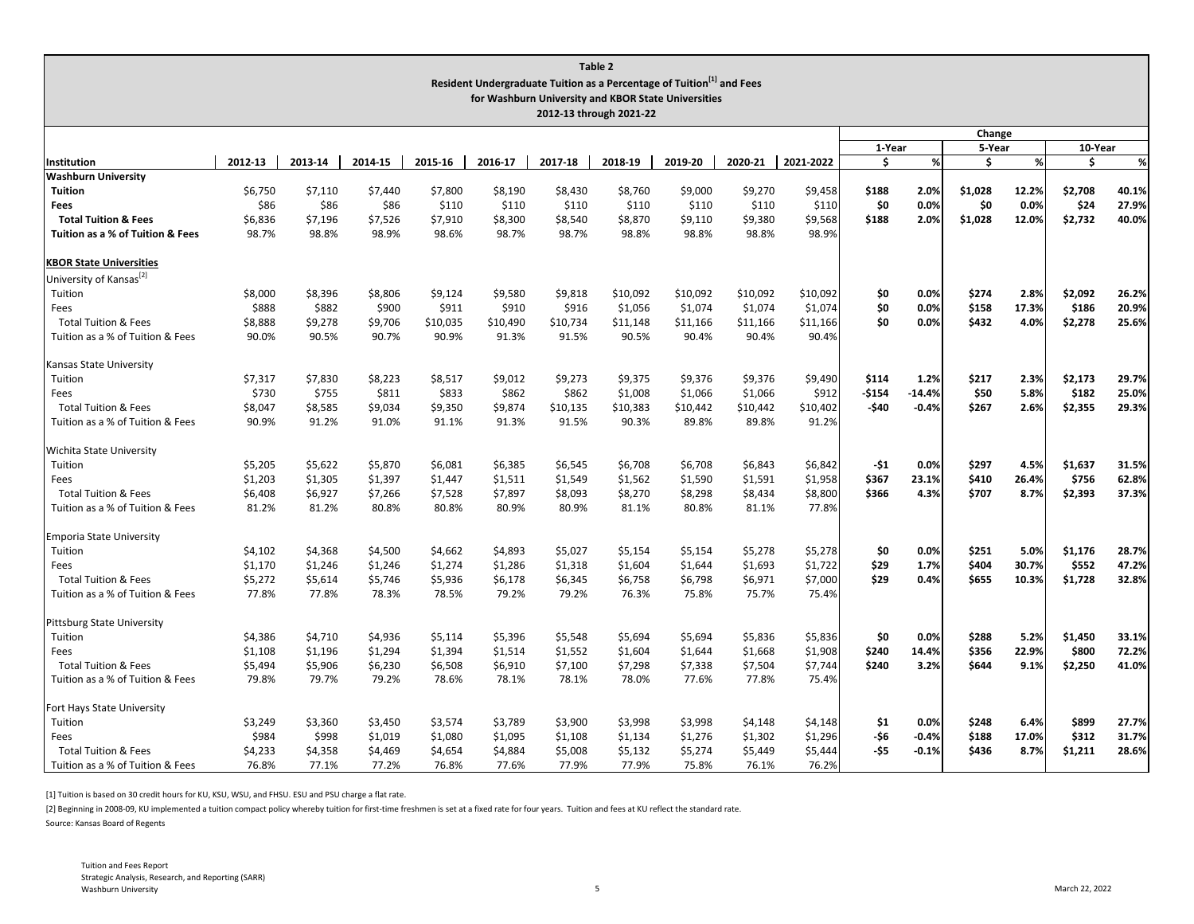**Table 2**
**Resident Undergraduate Tuition as a Percentage of Tuition[1] and Fees**
**for Washburn University and KBOR State Universities**
**2012-13 through 2021-22**

| | | | | | | | | | | | Change | | | | | |
|---|---|---|---|---|---|---|---|---|---|---|---|---|---|---|---|---|
| | | | | | | | | | | | 1-Year | | 5-Year | | 10-Year | |
| **Institution** | **2012-13** | **2013-14** | **2014-15** | **2015-16** | **2016-17** | **2017-18** | **2018-19** | **2019-20** | **2020-21** | **2021-2022** | **$** | **%** | **$** | **%** | **$** | **%** |
| **Washburn University** | | | | | | | | | | | | | | | | |
| **Tuition** | $6,750 | $7,110 | $7,440 | $7,800 | $8,190 | $8,430 | $8,760 | $9,000 | $9,270 | $9,458 | **$188** | **2.0%** | **$1,028** | **12.2%** | **$2,708** | **40.1%** |
| **Fees** | $86 | $86 | $86 | $110 | $110 | $110 | $110 | $110 | $110 | $110 | **$0** | **0.0%** | **$0** | **0.0%** | **$24** | **27.9%** |
| **Total Tuition & Fees** | $6,836 | $7,196 | $7,526 | $7,910 | $8,300 | $8,540 | $8,870 | $9,110 | $9,380 | $9,568 | **$188** | **2.0%** | **$1,028** | **12.0%** | **$2,732** | **40.0%** |
| **Tuition as a % of Tuition & Fees** | 98.7% | 98.8% | 98.9% | 98.6% | 98.7% | 98.7% | 98.8% | 98.8% | 98.8% | 98.9% | | | | | | |
| **KBOR State Universities** | | | | | | | | | | | | | | | | |
| University of Kansas[2] | | | | | | | | | | | | | | | | |
| Tuition | $8,000 | $8,396 | $8,806 | $9,124 | $9,580 | $9,818 | $10,092 | $10,092 | $10,092 | $10,092 | **$0** | **0.0%** | **$274** | **2.8%** | **$2,092** | **26.2%** |
| Fees | $888 | $882 | $900 | $911 | $910 | $916 | $1,056 | $1,074 | $1,074 | $1,074 | **$0** | **0.0%** | **$158** | **17.3%** | **$186** | **20.9%** |
| Total Tuition & Fees | $8,888 | $9,278 | $9,706 | $10,035 | $10,490 | $10,734 | $11,148 | $11,166 | $11,166 | $11,166 | **$0** | **0.0%** | **$432** | **4.0%** | **$2,278** | **25.6%** |
| Tuition as a % of Tuition & Fees | 90.0% | 90.5% | 90.7% | 90.9% | 91.3% | 91.5% | 90.5% | 90.4% | 90.4% | 90.4% | | | | | | |
| Kansas State University | | | | | | | | | | | | | | | | |
| Tuition | $7,317 | $7,830 | $8,223 | $8,517 | $9,012 | $9,273 | $9,375 | $9,376 | $9,376 | $9,490 | **$114** | **1.2%** | **$217** | **2.3%** | **$2,173** | **29.7%** |
| Fees | $730 | $755 | $811 | $833 | $862 | $862 | $1,008 | $1,066 | $1,066 | $912 | **-$154** | **-14.4%** | **$50** | **5.8%** | **$182** | **25.0%** |
| Total Tuition & Fees | $8,047 | $8,585 | $9,034 | $9,350 | $9,874 | $10,135 | $10,383 | $10,442 | $10,442 | $10,402 | **-$40** | **-0.4%** | **$267** | **2.6%** | **$2,355** | **29.3%** |
| Tuition as a % of Tuition & Fees | 90.9% | 91.2% | 91.0% | 91.1% | 91.3% | 91.5% | 90.3% | 89.8% | 89.8% | 91.2% | | | | | | |
| Wichita State University | | | | | | | | | | | | | | | | |
| Tuition | $5,205 | $5,622 | $5,870 | $6,081 | $6,385 | $6,545 | $6,708 | $6,708 | $6,843 | $6,842 | **-$1** | **0.0%** | **$297** | **4.5%** | **$1,637** | **31.5%** |
| Fees | $1,203 | $1,305 | $1,397 | $1,447 | $1,511 | $1,549 | $1,562 | $1,590 | $1,591 | $1,958 | **$367** | **23.1%** | **$410** | **26.4%** | **$756** | **62.8%** |
| Total Tuition & Fees | $6,408 | $6,927 | $7,266 | $7,528 | $7,897 | $8,093 | $8,270 | $8,298 | $8,434 | $8,800 | **$366** | **4.3%** | **$707** | **8.7%** | **$2,393** | **37.3%** |
| Tuition as a % of Tuition & Fees | 81.2% | 81.2% | 80.8% | 80.8% | 80.9% | 80.9% | 81.1% | 80.8% | 81.1% | 77.8% | | | | | | |
| Emporia State University | | | | | | | | | | | | | | | | |
| Tuition | $4,102 | $4,368 | $4,500 | $4,662 | $4,893 | $5,027 | $5,154 | $5,154 | $5,278 | $5,278 | **$0** | **0.0%** | **$251** | **5.0%** | **$1,176** | **28.7%** |
| Fees | $1,170 | $1,246 | $1,246 | $1,274 | $1,286 | $1,318 | $1,604 | $1,644 | $1,693 | $1,722 | **$29** | **1.7%** | **$404** | **30.7%** | **$552** | **47.2%** |
| Total Tuition & Fees | $5,272 | $5,614 | $5,746 | $5,936 | $6,178 | $6,345 | $6,758 | $6,798 | $6,971 | $7,000 | **$29** | **0.4%** | **$655** | **10.3%** | **$1,728** | **32.8%** |
| Tuition as a % of Tuition & Fees | 77.8% | 77.8% | 78.3% | 78.5% | 79.2% | 79.2% | 76.3% | 75.8% | 75.7% | 75.4% | | | | | | |
| Pittsburg State University | | | | | | | | | | | | | | | | |
| Tuition | $4,386 | $4,710 | $4,936 | $5,114 | $5,396 | $5,548 | $5,694 | $5,694 | $5,836 | $5,836 | **$0** | **0.0%** | **$288** | **5.2%** | **$1,450** | **33.1%** |
| Fees | $1,108 | $1,196 | $1,294 | $1,394 | $1,514 | $1,552 | $1,604 | $1,644 | $1,668 | $1,908 | **$240** | **14.4%** | **$356** | **22.9%** | **$800** | **72.2%** |
| Total Tuition & Fees | $5,494 | $5,906 | $6,230 | $6,508 | $6,910 | $7,100 | $7,298 | $7,338 | $7,504 | $7,744 | **$240** | **3.2%** | **$644** | **9.1%** | **$2,250** | **41.0%** |
| Tuition as a % of Tuition & Fees | 79.8% | 79.7% | 79.2% | 78.6% | 78.1% | 78.1% | 78.0% | 77.6% | 77.8% | 75.4% | | | | | | |
| Fort Hays State University | | | | | | | | | | | | | | | | |
| Tuition | $3,249 | $3,360 | $3,450 | $3,574 | $3,789 | $3,900 | $3,998 | $3,998 | $4,148 | $4,148 | **$1** | **0.0%** | **$248** | **6.4%** | **$899** | **27.7%** |
| Fees | $984 | $998 | $1,019 | $1,080 | $1,095 | $1,108 | $1,134 | $1,276 | $1,302 | $1,296 | **-$6** | **-0.4%** | **$188** | **17.0%** | **$312** | **31.7%** |
| Total Tuition & Fees | $4,233 | $4,358 | $4,469 | $4,654 | $4,884 | $5,008 | $5,132 | $5,274 | $5,449 | $5,444 | **-$5** | **-0.1%** | **$436** | **8.7%** | **$1,211** | **28.6%** |
| Tuition as a % of Tuition & Fees | 76.8% | 77.1% | 77.2% | 76.8% | 77.6% | 77.9% | 77.9% | 75.8% | 76.1% | 76.2% | | | | | | |

[1] Tuition is based on 30 credit hours for KU, KSU, WSU, and FHSU. ESU and PSU charge a flat rate.

[2] Beginning in 2008-09, KU implemented a tuition compact policy whereby tuition for first-time freshmen is set at a fixed rate for four years. Tuition and fees at KU reflect the standard rate.

Source: Kansas Board of Regents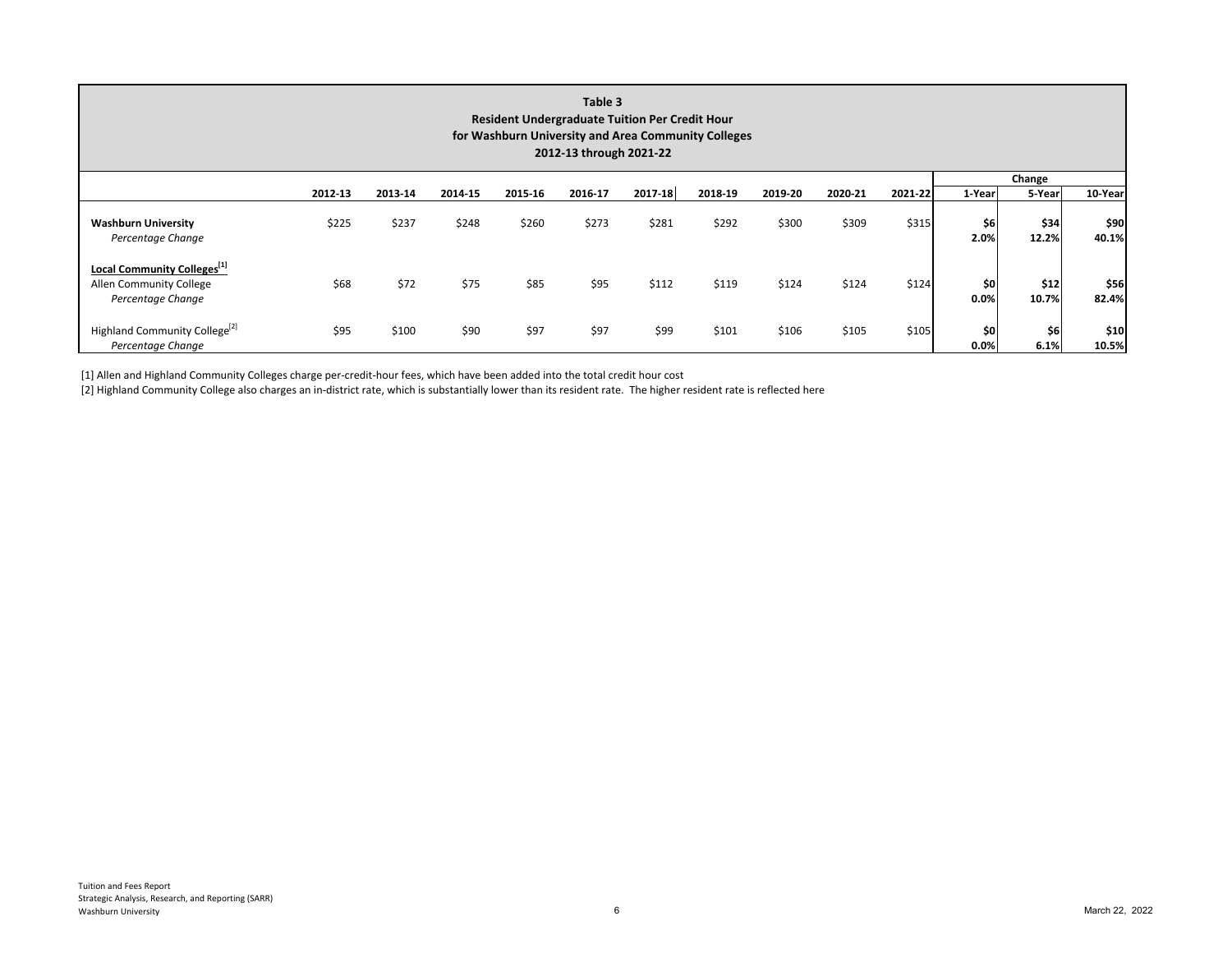**Table 3**
**Resident Undergraduate Tuition Per Credit Hour**
**for Washburn University and Area Community Colleges**
**2012-13 through 2021-22**

| | 2012-13 | 2013-14 | 2014-15 | 2015-16 | 2016-17 | 2017-18 | 2018-19 | 2019-20 | 2020-21 | 2021-22 | Change 1-Year | Change 5-Year | Change 10-Year |
|---|---|---|---|---|---|---|---|---|---|---|---|---|---|
| **Washburn University** | $225 | $237 | $248 | $260 | $273 | $281 | $292 | $300 | $309 | $315 | **$6** | **$34** | **$90** |
| *Percentage Change* | | | | | | | | | | | **2.0%** | **12.2%** | **40.1%** |
| **Local Community Colleges[1]** | | | | | | | | | | | | | |
| Allen Community College | $68 | $72 | $75 | $85 | $95 | $112 | $119 | $124 | $124 | $124 | **$0** | **$12** | **$56** |
| *Percentage Change* | | | | | | | | | | | **0.0%** | **10.7%** | **82.4%** |
| Highland Community College[2] | $95 | $100 | $90 | $97 | $97 | $99 | $101 | $106 | $105 | $105 | **$0** | **$6** | **$10** |
| *Percentage Change* | | | | | | | | | | | **0.0%** | **6.1%** | **10.5%** |

[1] Allen and Highland Community Colleges charge per-credit-hour fees, which have been added into the total credit hour cost

[2] Highland Community College also charges an in-district rate, which is substantially lower than its resident rate. The higher resident rate is reflected here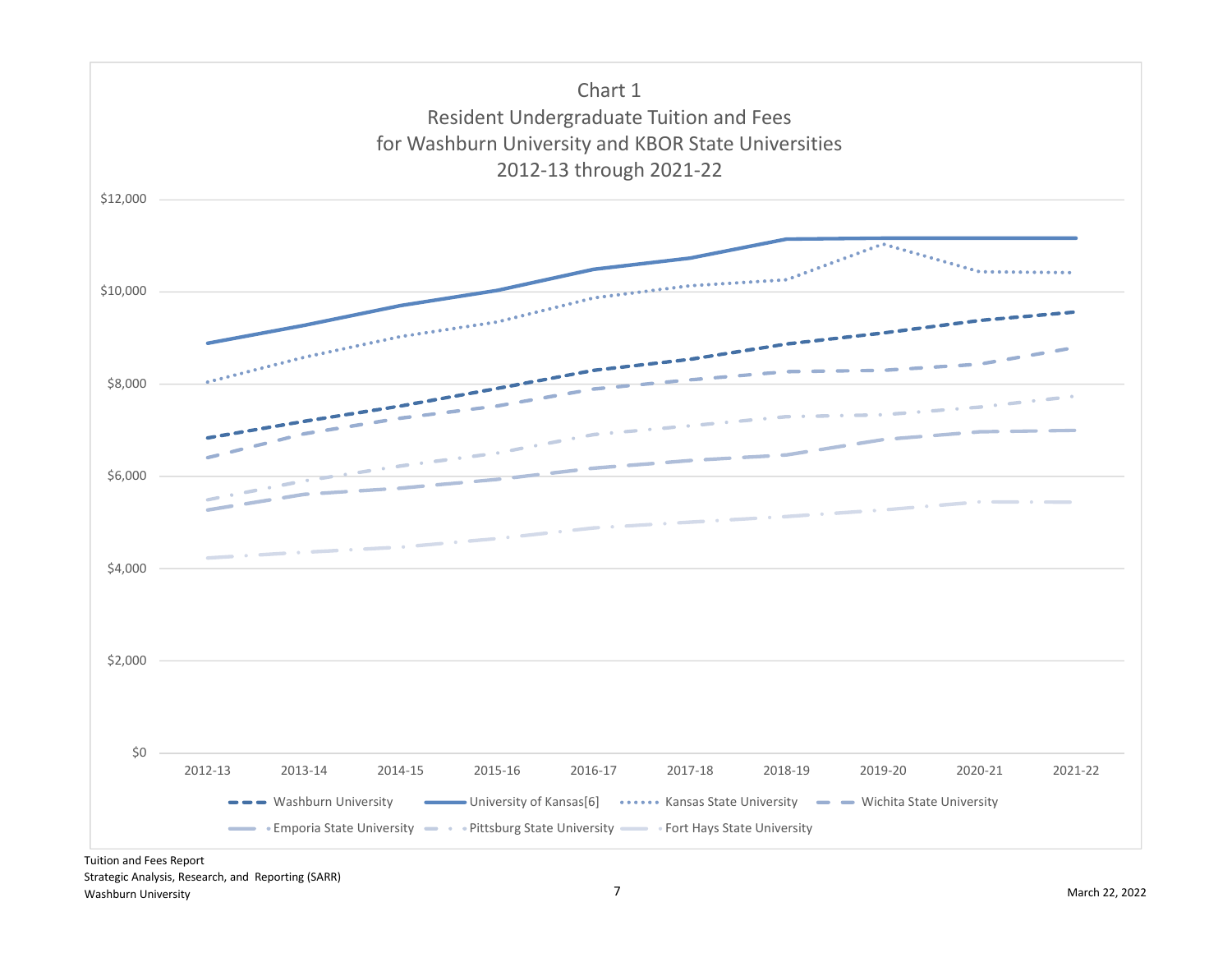Chart 1
Resident Undergraduate Tuition and Fees
for Washburn University and KBOR State Universities
2012-13 through 2021-22

$12,000
$10,000
$8,000
$6,000
$4,000
$2,000
$0

2012-13
2013-14
2014-15
2015-16
2016-17
2017-18
2018-19
2019-20
2020-21
2021-22

Washburn University
University of Kansas[6]
Kansas State University
Wichita State University
Emporia State University
Pittsburg State University
Fort Hays State University

Tuition and Fees Report
Strategic Analysis, Research, and Reporting (SARR)
Washburn University

March 22, 2022